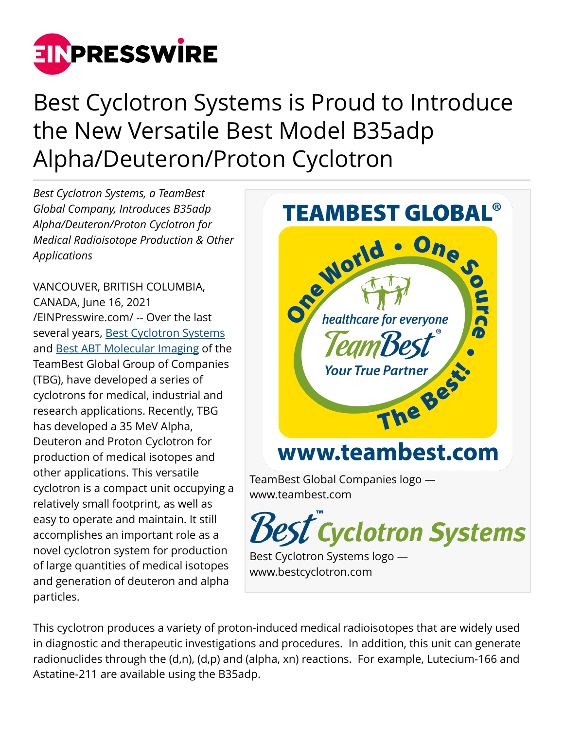# Best Cyclotron Systems is Proud to Introduce the New Versatile Best Model B35adp Alpha/Deuteron/Proton Cyclotron

*Best Cyclotron Systems, a TeamBest Global Company, Introduces B35adp Alpha/Deuteron/Proton Cyclotron for Medical Radioisotope Production & Other Applications*

VANCOUVER, BRITISH COLUMBIA, CANADA, June 16, 2021 /EINPresswire.com/ -- Over the last several years, Best Cyclotron Systems and Best ABT Molecular Imaging of the TeamBest Global Group of Companies (TBG), have developed a series of cyclotrons for medical, industrial and research applications. Recently, TBG has developed a 35 MeV Alpha, Deuteron and Proton Cyclotron for production of medical isotopes and other applications. This versatile cyclotron is a compact unit occupying a relatively small footprint, as well as easy to operate and maintain. It still accomplishes an important role as a novel cyclotron system for production of large quantities of medical isotopes and generation of deuteron and alpha particles.

TeamBest Global Companies logo — www.teambest.com

Best Cyclotron Systems logo — www.bestcyclotron.com

This cyclotron produces a variety of proton-induced medical radioisotopes that are widely used in diagnostic and therapeutic investigations and procedures. In addition, this unit can generate radionuclides through the (d,n), (d,p) and (alpha, xn) reactions. For example, Lutecium-166 and Astatine-211 are available using the B35adp.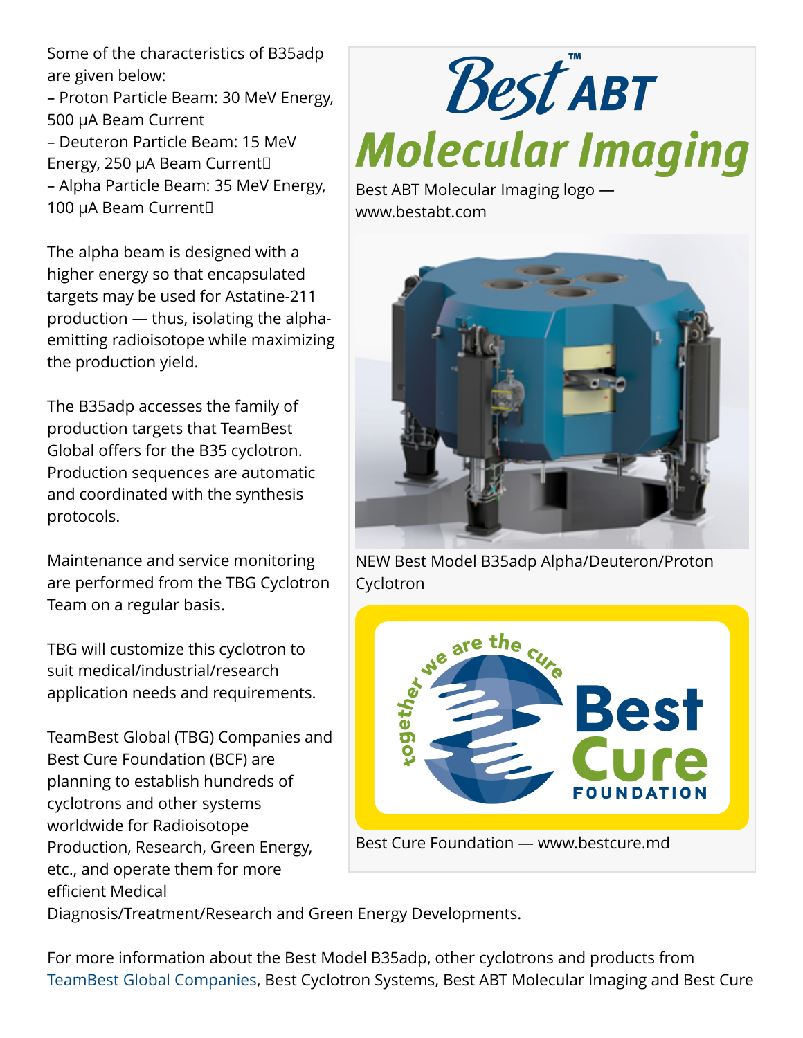Some of the characteristics of B35adp are given below:

– Proton Particle Beam: 30 MeV Energy, 500 μA Beam Current
– Deuteron Particle Beam: 15 MeV Energy, 250 μA Beam Current
– Alpha Particle Beam: 35 MeV Energy, 100 μA Beam Current

The alpha beam is designed with a higher energy so that encapsulated targets may be used for Astatine-211 production — thus, isolating the alpha-emitting radioisotope while maximizing the production yield.

The B35adp accesses the family of production targets that TeamBest Global offers for the B35 cyclotron. Production sequences are automatic and coordinated with the synthesis protocols.

Maintenance and service monitoring are performed from the TBG Cyclotron Team on a regular basis.

TBG will customize this cyclotron to suit medical/industrial/research application needs and requirements.

TeamBest Global (TBG) Companies and Best Cure Foundation (BCF) are planning to establish hundreds of cyclotrons and other systems worldwide for Radioisotope Production, Research, Green Energy, etc., and operate them for more efficient Medical Diagnosis/Treatment/Research and Green Energy Developments.

Best ABT Molecular Imaging logo — www.bestabt.com

NEW Best Model B35adp Alpha/Deuteron/Proton Cyclotron

Best Cure Foundation — www.bestcure.md

For more information about the Best Model B35adp, other cyclotrons and products from TeamBest Global Companies, Best Cyclotron Systems, Best ABT Molecular Imaging and Best Cure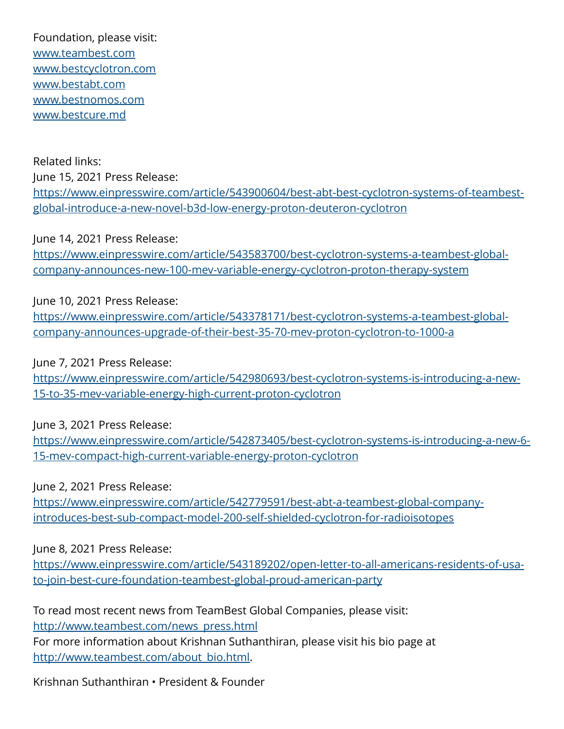Foundation, please visit:
www.teambest.com
www.bestcyclotron.com
www.bestabt.com
www.bestnomos.com
www.bestcure.md

Related links:
June 15, 2021 Press Release:
https://www.einpresswire.com/article/543900604/best-abt-best-cyclotron-systems-of-teambest-global-introduce-a-new-novel-b3d-low-energy-proton-deuteron-cyclotron

June 14, 2021 Press Release:
https://www.einpresswire.com/article/543583700/best-cyclotron-systems-a-teambest-global-company-announces-new-100-mev-variable-energy-cyclotron-proton-therapy-system

June 10, 2021 Press Release:
https://www.einpresswire.com/article/543378171/best-cyclotron-systems-a-teambest-global-company-announces-upgrade-of-their-best-35-70-mev-proton-cyclotron-to-1000-a

June 7, 2021 Press Release:
https://www.einpresswire.com/article/542980693/best-cyclotron-systems-is-introducing-a-new-15-to-35-mev-variable-energy-high-current-proton-cyclotron

June 3, 2021 Press Release:
https://www.einpresswire.com/article/542873405/best-cyclotron-systems-is-introducing-a-new-6-15-mev-compact-high-current-variable-energy-proton-cyclotron

June 2, 2021 Press Release:
https://www.einpresswire.com/article/542779591/best-abt-a-teambest-global-company-introduces-best-sub-compact-model-200-self-shielded-cyclotron-for-radioisotopes

June 8, 2021 Press Release:
https://www.einpresswire.com/article/543189202/open-letter-to-all-americans-residents-of-usa-to-join-best-cure-foundation-teambest-global-proud-american-party

To read most recent news from TeamBest Global Companies, please visit:
http://www.teambest.com/news_press.html
For more information about Krishnan Suthanthiran, please visit his bio page at
http://www.teambest.com/about_bio.html.

Krishnan Suthanthiran • President & Founder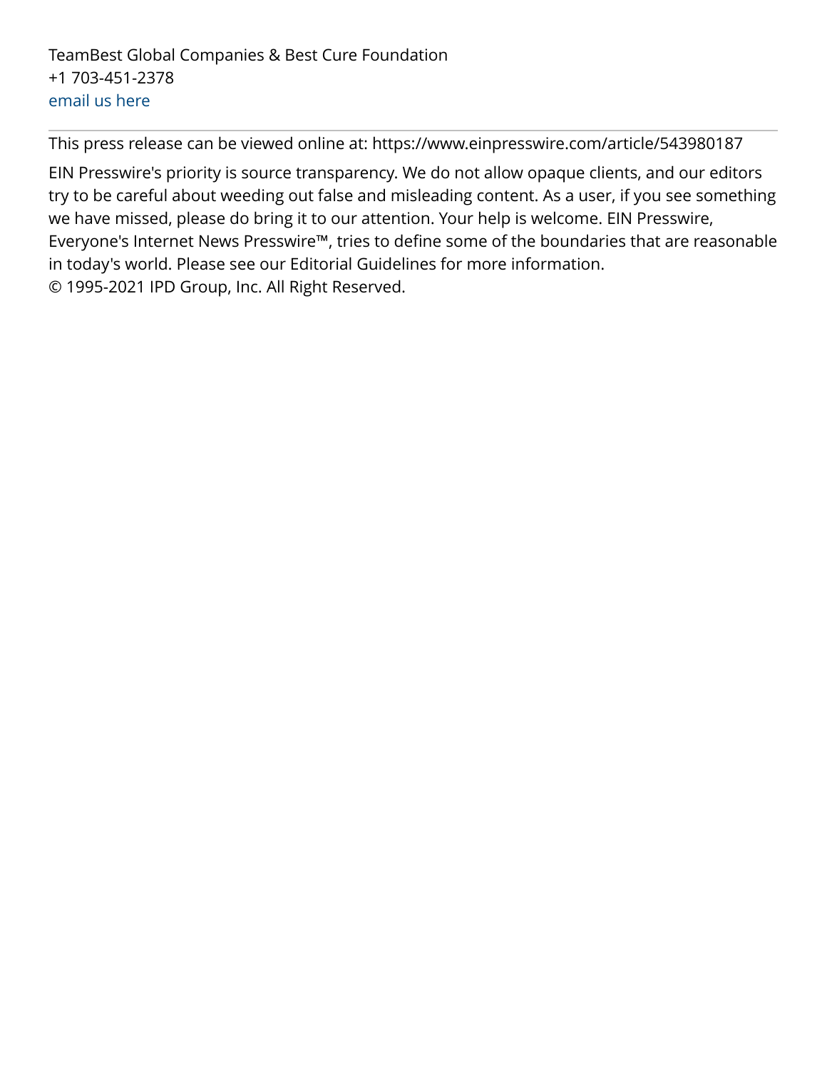TeamBest Global Companies & Best Cure Foundation
+1 703-451-2378
email us here

---

This press release can be viewed online at: https://www.einpresswire.com/article/543980187

EIN Presswire's priority is source transparency. We do not allow opaque clients, and our editors try to be careful about weeding out false and misleading content. As a user, if you see something we have missed, please do bring it to our attention. Your help is welcome. EIN Presswire, Everyone's Internet News Presswire™, tries to define some of the boundaries that are reasonable in today's world. Please see our Editorial Guidelines for more information.
© 1995-2021 IPD Group, Inc. All Right Reserved.